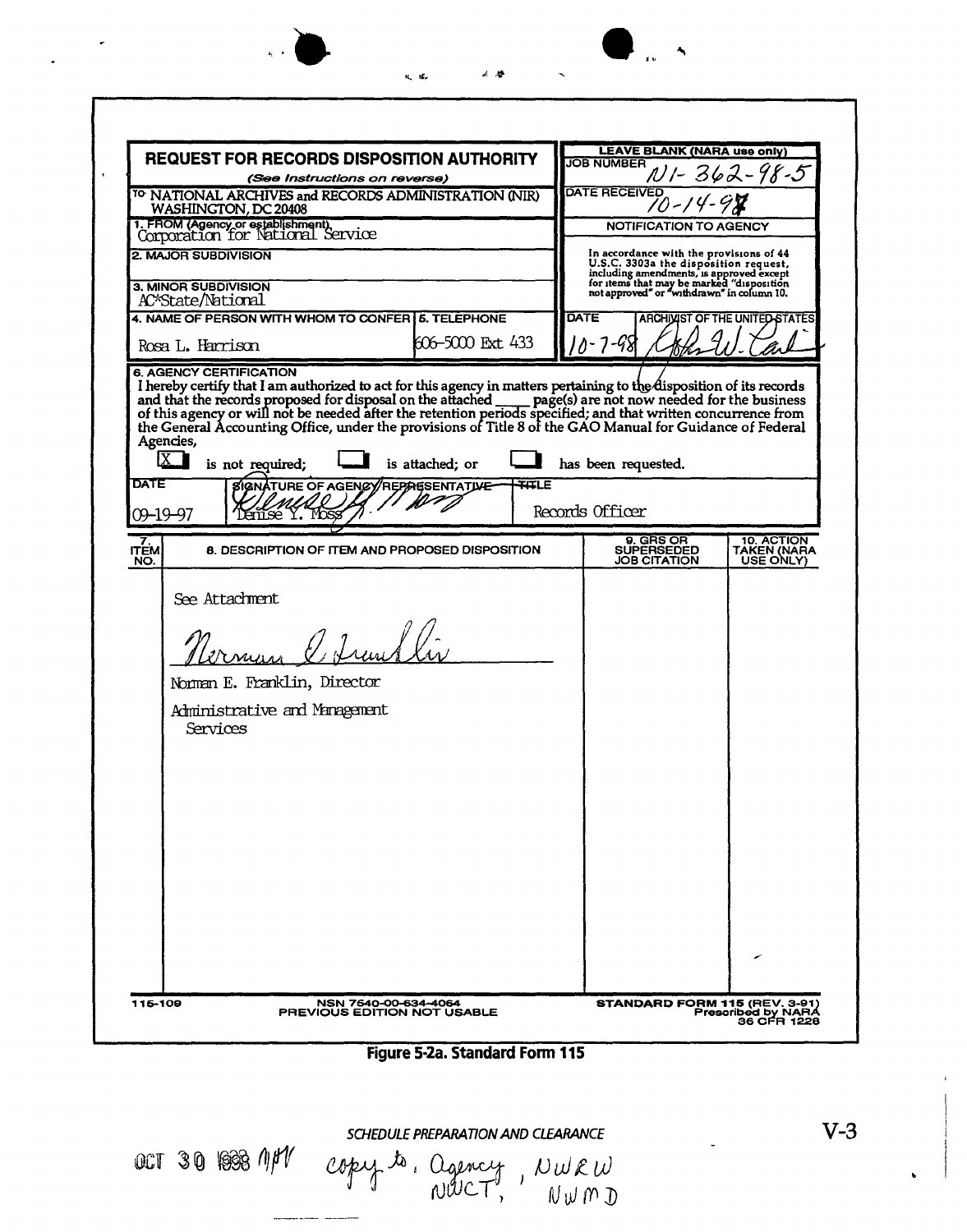**REQUEST FOR RECORDS DISPOSITION AUTHORITY**

*(See Instructions on reverse)*

TO: NATIONAL ARCHIVES and RECORDS ADMINISTRATION (NIR) WASHINGTON, DC 20408

1. FROM (Agency or establishment)
Corporation for National Service

2. MAJOR SUBDIVISION

3. MINOR SUBDIVISION
AC*State/National

4. NAME OF PERSON WITH WHOM TO CONFER
Rosa L. Harrison

5. TELEPHONE
606-5000 Ext 433

**LEAVE BLANK (NARA use only)**

JOB NUMBER: N1-362-98-5

DATE RECEIVED: 10-14-97

NOTIFICATION TO AGENCY

In accordance with the provisions of 44 U.S.C. 3303a the disposition request, including amendments, is approved except for items that may be marked "disposition not approved" or "withdrawn" in column 10.

DATE: 10-7-98

ARCHIVIST OF THE UNITED STATES: John W. Carlin

6. AGENCY CERTIFICATION

I hereby certify that I am authorized to act for this agency in matters pertaining to the disposition of its records and that the records proposed for disposal on the attached ____ page(s) are not now needed for the business of this agency or will not be needed after the retention periods specified; and that written concurrence from the General Accounting Office, under the provisions of Title 8 of the GAO Manual for Guidance of Federal Agencies,

[X] is not required; [ ] is attached; or [ ] has been requested.

| DATE | SIGNATURE OF AGENCY REPRESENTATIVE | TITLE |
|---|---|---|
| 09-19-97 | Denise Y. Moss | Records Officer |

| 7. ITEM NO. | 8. DESCRIPTION OF ITEM AND PROPOSED DISPOSITION | 9. GRS OR SUPERSEDED JOB CITATION | 10. ACTION TAKEN (NARA USE ONLY) |
|---|---|---|---|
| | See Attachment<br><br>Norman E. Franklin<br><br>Norman E. Franklin, Director<br><br>Administrative and Management Services | | |

115-109    NSN 7540-00-634-4064 PREVIOUS EDITION NOT USABLE    STANDARD FORM 115 (REV. 3-91) Prescribed by NARA 36 CFR 1228

**Figure 5-2a. Standard Form 115**

SCHEDULE PREPARATION AND CLEARANCE

OCT 30 1998 NPV    copy to: Agency, NWRW, NWCT, NWMD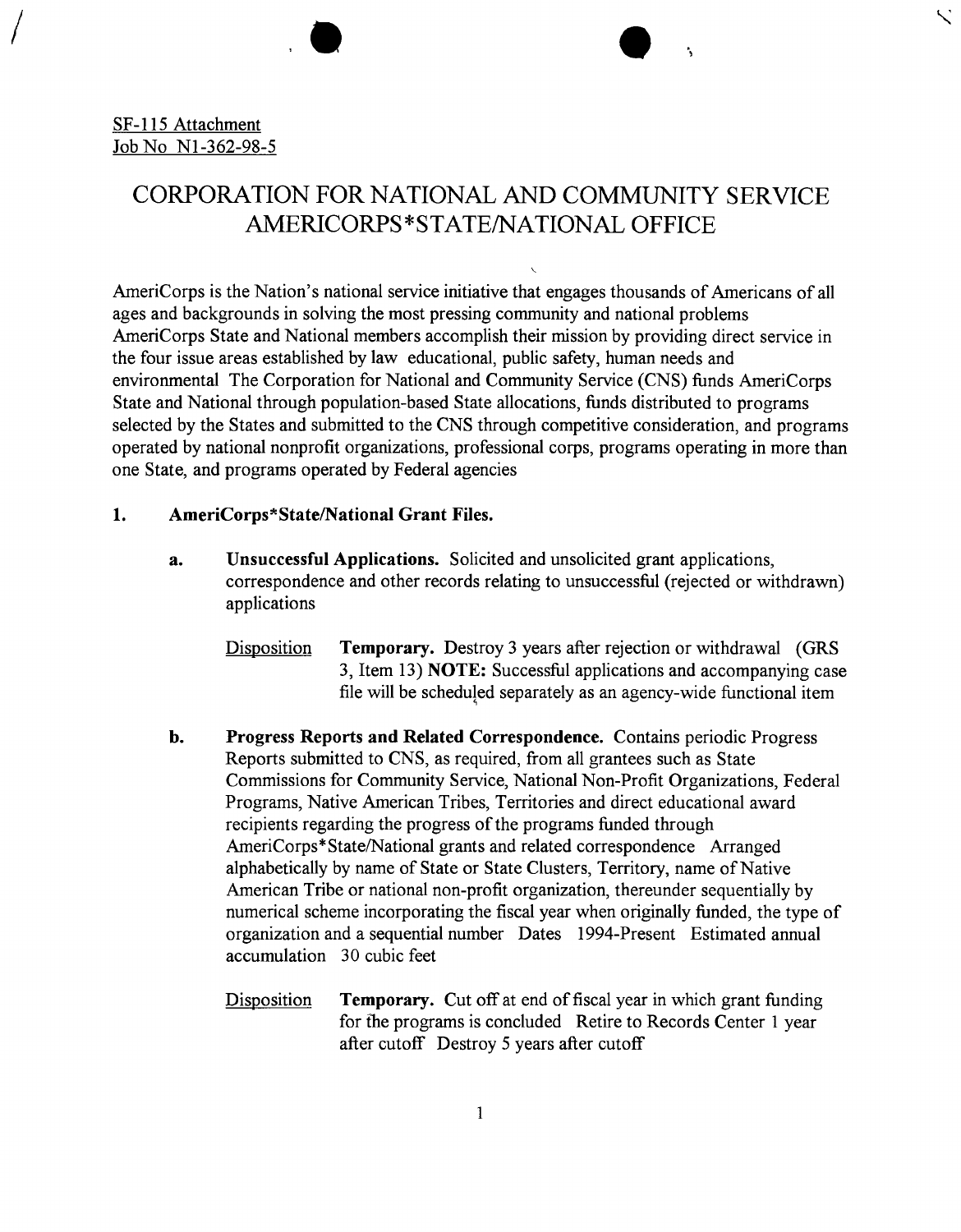SF-115 Attachment
Job No N1-362-98-5

# CORPORATION FOR NATIONAL AND COMMUNITY SERVICE AMERICORPS*STATE/NATIONAL OFFICE

AmeriCorps is the Nation's national service initiative that engages thousands of Americans of all ages and backgrounds in solving the most pressing community and national problems AmeriCorps State and National members accomplish their mission by providing direct service in the four issue areas established by law educational, public safety, human needs and environmental The Corporation for National and Community Service (CNS) funds AmeriCorps State and National through population-based State allocations, funds distributed to programs selected by the States and submitted to the CNS through competitive consideration, and programs operated by national nonprofit organizations, professional corps, programs operating in more than one State, and programs operated by Federal agencies

**1. AmeriCorps*State/National Grant Files.**

**a. Unsuccessful Applications.** Solicited and unsolicited grant applications, correspondence and other records relating to unsuccessful (rejected or withdrawn) applications

Disposition **Temporary.** Destroy 3 years after rejection or withdrawal (GRS 3, Item 13) **NOTE:** Successful applications and accompanying case file will be scheduled separately as an agency-wide functional item

**b. Progress Reports and Related Correspondence.** Contains periodic Progress Reports submitted to CNS, as required, from all grantees such as State Commissions for Community Service, National Non-Profit Organizations, Federal Programs, Native American Tribes, Territories and direct educational award recipients regarding the progress of the programs funded through AmeriCorps*State/National grants and related correspondence Arranged alphabetically by name of State or State Clusters, Territory, name of Native American Tribe or national non-profit organization, thereunder sequentially by numerical scheme incorporating the fiscal year when originally funded, the type of organization and a sequential number Dates 1994-Present Estimated annual accumulation 30 cubic feet

Disposition **Temporary.** Cut off at end of fiscal year in which grant funding for the programs is concluded Retire to Records Center 1 year after cutoff Destroy 5 years after cutoff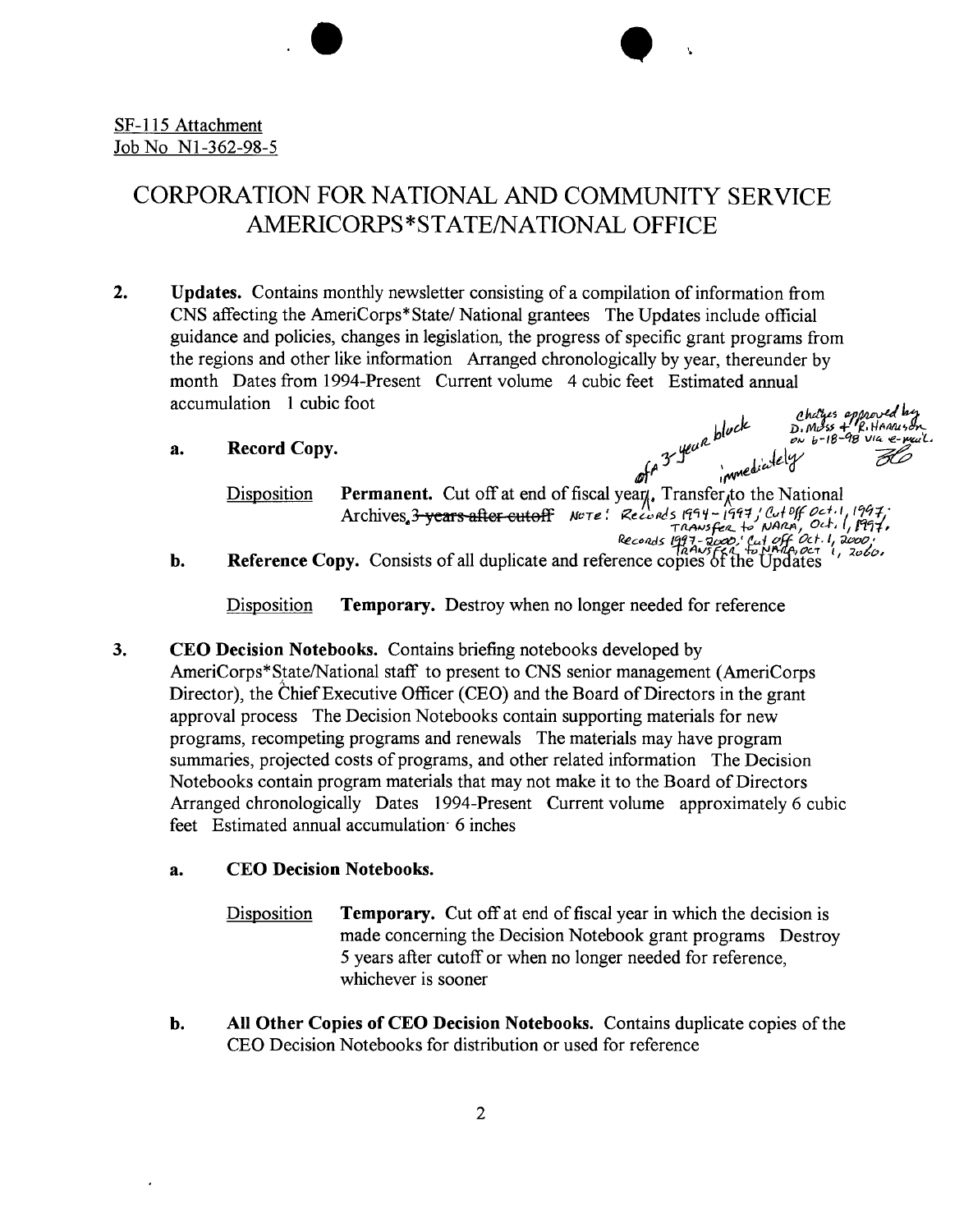SF-115 Attachment
Job No N1-362-98-5

# CORPORATION FOR NATIONAL AND COMMUNITY SERVICE AMERICORPS*STATE/NATIONAL OFFICE

2. **Updates.** Contains monthly newsletter consisting of a compilation of information from CNS affecting the AmeriCorps*State/ National grantees The Updates include official guidance and policies, changes in legislation, the progress of specific grant programs from the regions and other like information Arranged chronologically by year, thereunder by month Dates from 1994-Present Current volume 4 cubic feet Estimated annual accumulation 1 cubic foot

   a. **Record Copy.**

   Disposition **Permanent.** Cut off at end of fiscal year of a 3-year block. Transfer immediately to the National Archives. ~~3 years after cutoff~~ NOTE: Records 1994-1997, Cut off Oct. 1, 1997; Transfer to NARA, Oct. 1, 1997. Records 1997-2000, Cut off Oct. 1, 2000; Transfer to NARA, Oct. 1, 2000.

   Changes approved by D. Moss + R. Harrison on 6-18-98 via e-mail.

   b. **Reference Copy.** Consists of all duplicate and reference copies of the Updates

   Disposition **Temporary.** Destroy when no longer needed for reference

3. **CEO Decision Notebooks.** Contains briefing notebooks developed by AmeriCorps*State/National staff to present to CNS senior management (AmeriCorps Director), the Chief Executive Officer (CEO) and the Board of Directors in the grant approval process The Decision Notebooks contain supporting materials for new programs, recompeting programs and renewals The materials may have program summaries, projected costs of programs, and other related information The Decision Notebooks contain program materials that may not make it to the Board of Directors Arranged chronologically Dates 1994-Present Current volume approximately 6 cubic feet Estimated annual accumulation 6 inches

   a. **CEO Decision Notebooks.**

   Disposition **Temporary.** Cut off at end of fiscal year in which the decision is made concerning the Decision Notebook grant programs Destroy 5 years after cutoff or when no longer needed for reference, whichever is sooner

   b. **All Other Copies of CEO Decision Notebooks.** Contains duplicate copies of the CEO Decision Notebooks for distribution or used for reference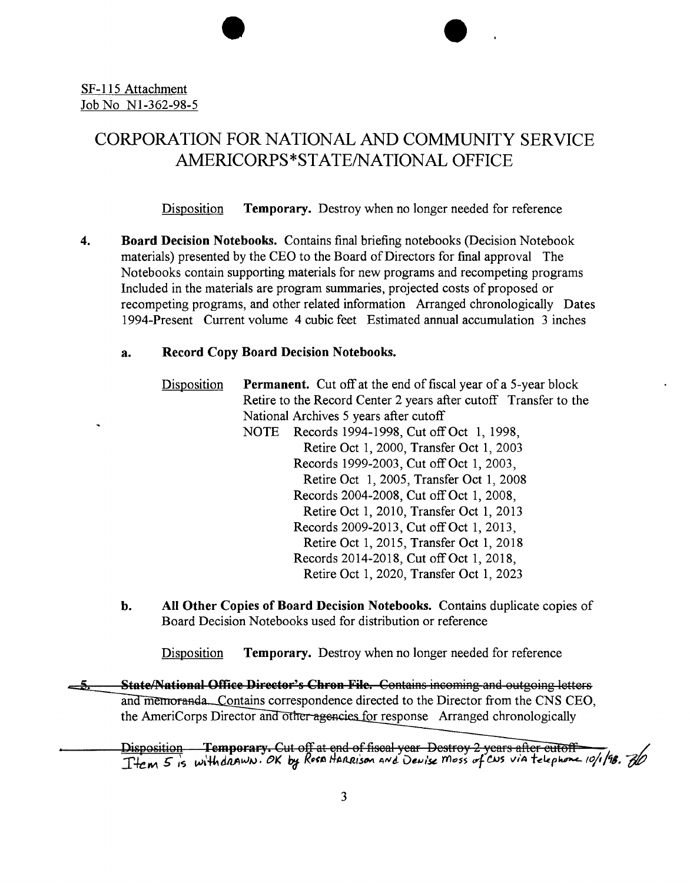SF-115 Attachment
Job No N1-362-98-5

# CORPORATION FOR NATIONAL AND COMMUNITY SERVICE AMERICORPS*STATE/NATIONAL OFFICE

Disposition **Temporary.** Destroy when no longer needed for reference

**4. Board Decision Notebooks.** Contains final briefing notebooks (Decision Notebook materials) presented by the CEO to the Board of Directors for final approval The Notebooks contain supporting materials for new programs and recompeting programs Included in the materials are program summaries, projected costs of proposed or recompeting programs, and other related information Arranged chronologically Dates 1994-Present Current volume 4 cubic feet Estimated annual accumulation 3 inches

**a. Record Copy Board Decision Notebooks.**

Disposition **Permanent.** Cut off at the end of fiscal year of a 5-year block Retire to the Record Center 2 years after cutoff Transfer to the National Archives 5 years after cutoff

NOTE Records 1994-1998, Cut off Oct 1, 1998, Retire Oct 1, 2000, Transfer Oct 1, 2003
Records 1999-2003, Cut off Oct 1, 2003, Retire Oct 1, 2005, Transfer Oct 1, 2008
Records 2004-2008, Cut off Oct 1, 2008, Retire Oct 1, 2010, Transfer Oct 1, 2013
Records 2009-2013, Cut off Oct 1, 2013, Retire Oct 1, 2015, Transfer Oct 1, 2018
Records 2014-2018, Cut off Oct 1, 2018, Retire Oct 1, 2020, Transfer Oct 1, 2023

**b. All Other Copies of Board Decision Notebooks.** Contains duplicate copies of Board Decision Notebooks used for distribution or reference

Disposition **Temporary.** Destroy when no longer needed for reference

~~**5. State/National Office Director's Chron File.** Contains incoming and outgoing letters and memoranda.~~ Contains correspondence directed to the Director from the CNS CEO, the AmeriCorps Director ~~and other agencies~~ for response Arranged chronologically

~~Disposition **Temporary.** Cut off at end of fiscal year Destroy 2 years after cutoff~~

Item 5 is withdrawn. OK by Rosa Harrison and Denise Moss of CNS via telephone 10/1/98. TW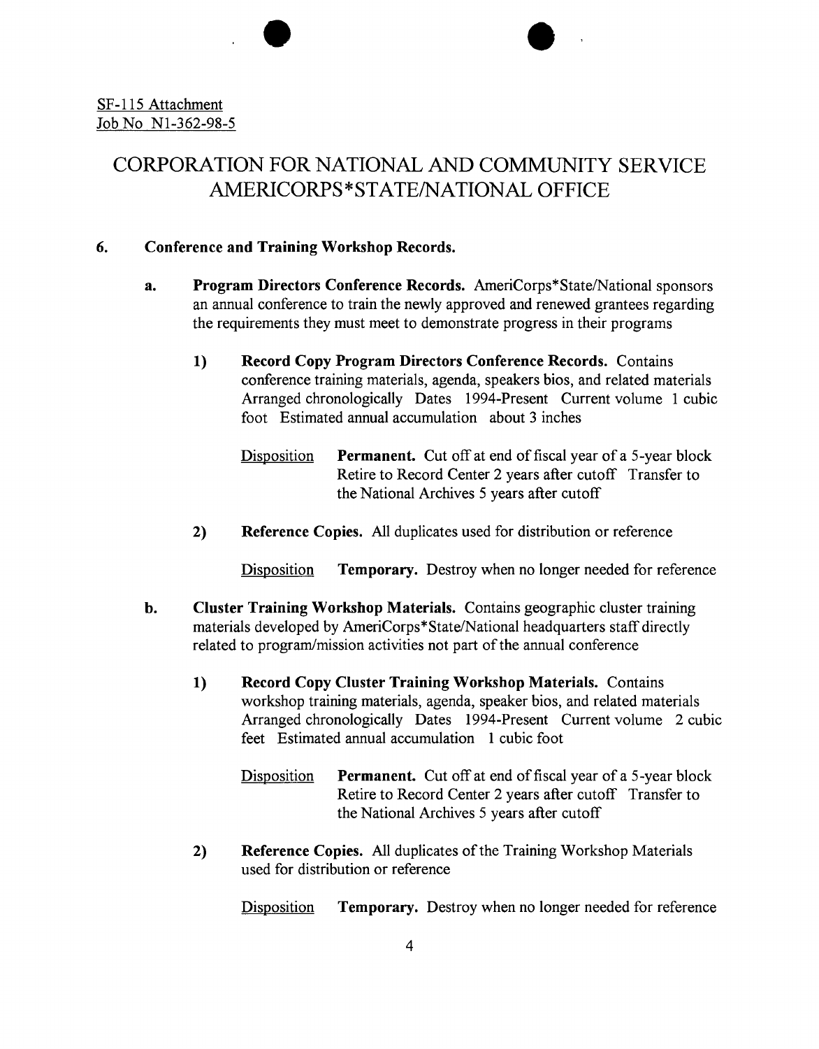SF-115 Attachment
Job No N1-362-98-5

# CORPORATION FOR NATIONAL AND COMMUNITY SERVICE AMERICORPS*STATE/NATIONAL OFFICE

**6. Conference and Training Workshop Records.**

**a. Program Directors Conference Records.** AmeriCorps*State/National sponsors an annual conference to train the newly approved and renewed grantees regarding the requirements they must meet to demonstrate progress in their programs

**1) Record Copy Program Directors Conference Records.** Contains conference training materials, agenda, speakers bios, and related materials Arranged chronologically Dates 1994-Present Current volume 1 cubic foot Estimated annual accumulation about 3 inches

Disposition **Permanent.** Cut off at end of fiscal year of a 5-year block Retire to Record Center 2 years after cutoff Transfer to the National Archives 5 years after cutoff

**2) Reference Copies.** All duplicates used for distribution or reference

Disposition **Temporary.** Destroy when no longer needed for reference

**b. Cluster Training Workshop Materials.** Contains geographic cluster training materials developed by AmeriCorps*State/National headquarters staff directly related to program/mission activities not part of the annual conference

**1) Record Copy Cluster Training Workshop Materials.** Contains workshop training materials, agenda, speaker bios, and related materials Arranged chronologically Dates 1994-Present Current volume 2 cubic feet Estimated annual accumulation 1 cubic foot

Disposition **Permanent.** Cut off at end of fiscal year of a 5-year block Retire to Record Center 2 years after cutoff Transfer to the National Archives 5 years after cutoff

**2) Reference Copies.** All duplicates of the Training Workshop Materials used for distribution or reference

Disposition **Temporary.** Destroy when no longer needed for reference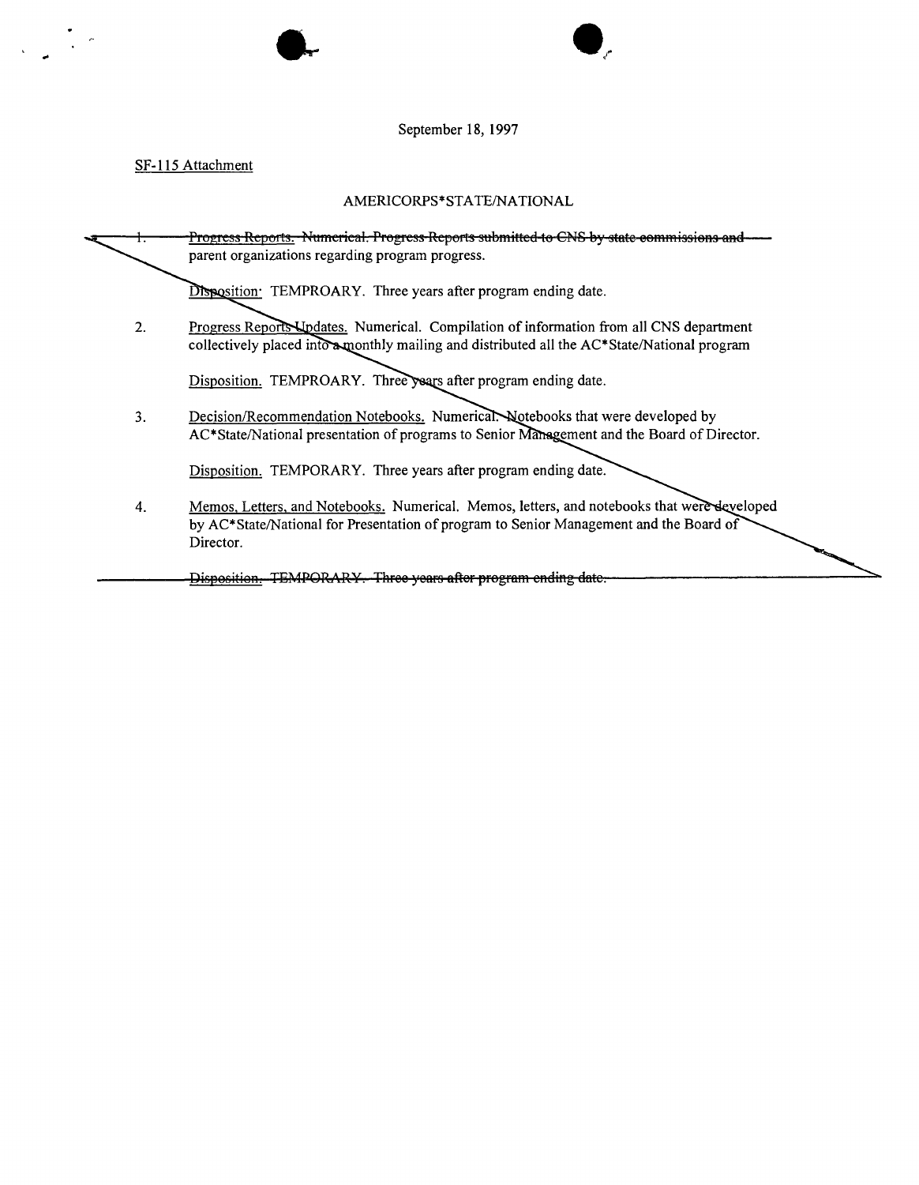September 18, 1997

SF-115 Attachment

AMERICORPS*STATE/NATIONAL

1. ~~Progress Reports. Numerical. Progress Reports submitted to CNS by state commissions and~~ parent organizations regarding program progress.

   Disposition: TEMPROARY. Three years after program ending date.

2. Progress Reports Updates. Numerical. Compilation of information from all CNS department collectively placed into a monthly mailing and distributed all the AC*State/National program

   Disposition. TEMPROARY. Three years after program ending date.

3. Decision/Recommendation Notebooks. Numerical. Notebooks that were developed by AC*State/National presentation of programs to Senior Management and the Board of Director.

   Disposition. TEMPORARY. Three years after program ending date.

4. Memos, Letters, and Notebooks. Numerical. Memos, letters, and notebooks that were developed by AC*State/National for Presentation of program to Senior Management and the Board of Director.

   ~~Disposition. TEMPORARY. Three years after program ending date.~~